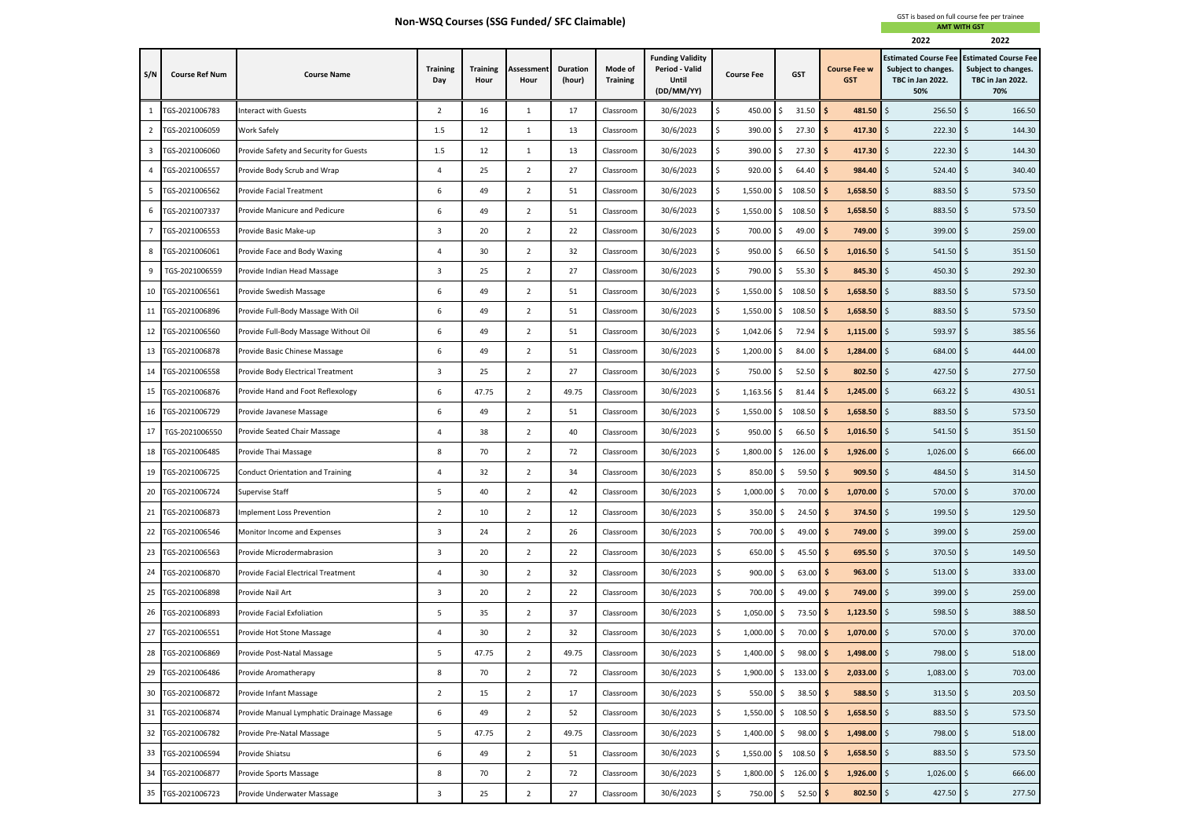# Non-WSQ Courses (SSG Funded/ SFC Claimable)

GST is based on full course fee per trainee

| S/N | Course Ref Num | Course Name | Training Day | Training Hour | Assessment Hour | Duration (hour) | Mode of Training | Funding Validity Period - Valid Until (DD/MM/YY) | Course Fee | GST | Course Fee w GST | 2022 Estimated Course Fee Subject to changes. TBC in Jan 2022. 50% | 2022 Estimated Course Fee Subject to changes. TBC in Jan 2022. 70% |
|---|---|---|---|---|---|---|---|---|---|---|---|---|---|
| | | | | | | | | | | | AMT WITH GST | | |
| 1 | TGS-2021006783 | Interact with Guests | 2 | 16 | 1 | 17 | Classroom | 30/6/2023 | $ 450.00 | $ 31.50 | **$ 481.50** | $ 256.50 | $ 166.50 |
| 2 | TGS-2021006059 | Work Safely | 1.5 | 12 | 1 | 13 | Classroom | 30/6/2023 | $ 390.00 | $ 27.30 | **$ 417.30** | $ 222.30 | $ 144.30 |
| 3 | TGS-2021006060 | Provide Safety and Security for Guests | 1.5 | 12 | 1 | 13 | Classroom | 30/6/2023 | $ 390.00 | $ 27.30 | **$ 417.30** | $ 222.30 | $ 144.30 |
| 4 | TGS-2021006557 | Provide Body Scrub and Wrap | 4 | 25 | 2 | 27 | Classroom | 30/6/2023 | $ 920.00 | $ 64.40 | **$ 984.40** | $ 524.40 | $ 340.40 |
| 5 | TGS-2021006562 | Provide Facial Treatment | 6 | 49 | 2 | 51 | Classroom | 30/6/2023 | $ 1,550.00 | $ 108.50 | **$ 1,658.50** | $ 883.50 | $ 573.50 |
| 6 | TGS-2021007337 | Provide Manicure and Pedicure | 6 | 49 | 2 | 51 | Classroom | 30/6/2023 | $ 1,550.00 | $ 108.50 | **$ 1,658.50** | $ 883.50 | $ 573.50 |
| 7 | TGS-2021006553 | Provide Basic Make-up | 3 | 20 | 2 | 22 | Classroom | 30/6/2023 | $ 700.00 | $ 49.00 | **$ 749.00** | $ 399.00 | $ 259.00 |
| 8 | TGS-2021006061 | Provide Face and Body Waxing | 4 | 30 | 2 | 32 | Classroom | 30/6/2023 | $ 950.00 | $ 66.50 | **$ 1,016.50** | $ 541.50 | $ 351.50 |
| 9 | TGS-2021006559 | Provide Indian Head Massage | 3 | 25 | 2 | 27 | Classroom | 30/6/2023 | $ 790.00 | $ 55.30 | **$ 845.30** | $ 450.30 | $ 292.30 |
| 10 | TGS-2021006561 | Provide Swedish Massage | 6 | 49 | 2 | 51 | Classroom | 30/6/2023 | $ 1,550.00 | $ 108.50 | **$ 1,658.50** | $ 883.50 | $ 573.50 |
| 11 | TGS-2021006896 | Provide Full-Body Massage With Oil | 6 | 49 | 2 | 51 | Classroom | 30/6/2023 | $ 1,550.00 | $ 108.50 | **$ 1,658.50** | $ 883.50 | $ 573.50 |
| 12 | TGS-2021006560 | Provide Full-Body Massage Without Oil | 6 | 49 | 2 | 51 | Classroom | 30/6/2023 | $ 1,042.06 | $ 72.94 | **$ 1,115.00** | $ 593.97 | $ 385.56 |
| 13 | TGS-2021006878 | Provide Basic Chinese Massage | 6 | 49 | 2 | 51 | Classroom | 30/6/2023 | $ 1,200.00 | $ 84.00 | **$ 1,284.00** | $ 684.00 | $ 444.00 |
| 14 | TGS-2021006558 | Provide Body Electrical Treatment | 3 | 25 | 2 | 27 | Classroom | 30/6/2023 | $ 750.00 | $ 52.50 | **$ 802.50** | $ 427.50 | $ 277.50 |
| 15 | TGS-2021006876 | Provide Hand and Foot Reflexology | 6 | 47.75 | 2 | 49.75 | Classroom | 30/6/2023 | $ 1,163.56 | $ 81.44 | **$ 1,245.00** | $ 663.22 | $ 430.51 |
| 16 | TGS-2021006729 | Provide Javanese Massage | 6 | 49 | 2 | 51 | Classroom | 30/6/2023 | $ 1,550.00 | $ 108.50 | **$ 1,658.50** | $ 883.50 | $ 573.50 |
| 17 | TGS-2021006550 | Provide Seated Chair Massage | 4 | 38 | 2 | 40 | Classroom | 30/6/2023 | $ 950.00 | $ 66.50 | **$ 1,016.50** | $ 541.50 | $ 351.50 |
| 18 | TGS-2021006485 | Provide Thai Massage | 8 | 70 | 2 | 72 | Classroom | 30/6/2023 | $ 1,800.00 | $ 126.00 | **$ 1,926.00** | $ 1,026.00 | $ 666.00 |
| 19 | TGS-2021006725 | Conduct Orientation and Training | 4 | 32 | 2 | 34 | Classroom | 30/6/2023 | $ 850.00 | $ 59.50 | **$ 909.50** | $ 484.50 | $ 314.50 |
| 20 | TGS-2021006724 | Supervise Staff | 5 | 40 | 2 | 42 | Classroom | 30/6/2023 | $ 1,000.00 | $ 70.00 | **$ 1,070.00** | $ 570.00 | $ 370.00 |
| 21 | TGS-2021006873 | Implement Loss Prevention | 2 | 10 | 2 | 12 | Classroom | 30/6/2023 | $ 350.00 | $ 24.50 | **$ 374.50** | $ 199.50 | $ 129.50 |
| 22 | TGS-2021006546 | Monitor Income and Expenses | 3 | 24 | 2 | 26 | Classroom | 30/6/2023 | $ 700.00 | $ 49.00 | **$ 749.00** | $ 399.00 | $ 259.00 |
| 23 | TGS-2021006563 | Provide Microdermabrasion | 3 | 20 | 2 | 22 | Classroom | 30/6/2023 | $ 650.00 | $ 45.50 | **$ 695.50** | $ 370.50 | $ 149.50 |
| 24 | TGS-2021006870 | Provide Facial Electrical Treatment | 4 | 30 | 2 | 32 | Classroom | 30/6/2023 | $ 900.00 | $ 63.00 | **$ 963.00** | $ 513.00 | $ 333.00 |
| 25 | TGS-2021006898 | Provide Nail Art | 3 | 20 | 2 | 22 | Classroom | 30/6/2023 | $ 700.00 | $ 49.00 | **$ 749.00** | $ 399.00 | $ 259.00 |
| 26 | TGS-2021006893 | Provide Facial Exfoliation | 5 | 35 | 2 | 37 | Classroom | 30/6/2023 | $ 1,050.00 | $ 73.50 | **$ 1,123.50** | $ 598.50 | $ 388.50 |
| 27 | TGS-2021006551 | Provide Hot Stone Massage | 4 | 30 | 2 | 32 | Classroom | 30/6/2023 | $ 1,000.00 | $ 70.00 | **$ 1,070.00** | $ 570.00 | $ 370.00 |
| 28 | TGS-2021006869 | Provide Post-Natal Massage | 5 | 47.75 | 2 | 49.75 | Classroom | 30/6/2023 | $ 1,400.00 | $ 98.00 | **$ 1,498.00** | $ 798.00 | $ 518.00 |
| 29 | TGS-2021006486 | Provide Aromatherapy | 8 | 70 | 2 | 72 | Classroom | 30/6/2023 | $ 1,900.00 | $ 133.00 | **$ 2,033.00** | $ 1,083.00 | $ 703.00 |
| 30 | TGS-2021006872 | Provide Infant Massage | 2 | 15 | 2 | 17 | Classroom | 30/6/2023 | $ 550.00 | $ 38.50 | **$ 588.50** | $ 313.50 | $ 203.50 |
| 31 | TGS-2021006874 | Provide Manual Lymphatic Drainage Massage | 6 | 49 | 2 | 52 | Classroom | 30/6/2023 | $ 1,550.00 | $ 108.50 | **$ 1,658.50** | $ 883.50 | $ 573.50 |
| 32 | TGS-2021006782 | Provide Pre-Natal Massage | 5 | 47.75 | 2 | 49.75 | Classroom | 30/6/2023 | $ 1,400.00 | $ 98.00 | **$ 1,498.00** | $ 798.00 | $ 518.00 |
| 33 | TGS-2021006594 | Provide Shiatsu | 6 | 49 | 2 | 51 | Classroom | 30/6/2023 | $ 1,550.00 | $ 108.50 | **$ 1,658.50** | $ 883.50 | $ 573.50 |
| 34 | TGS-2021006877 | Provide Sports Massage | 8 | 70 | 2 | 72 | Classroom | 30/6/2023 | $ 1,800.00 | $ 126.00 | **$ 1,926.00** | $ 1,026.00 | $ 666.00 |
| 35 | TGS-2021006723 | Provide Underwater Massage | 3 | 25 | 2 | 27 | Classroom | 30/6/2023 | $ 750.00 | $ 52.50 | **$ 802.50** | $ 427.50 | $ 277.50 |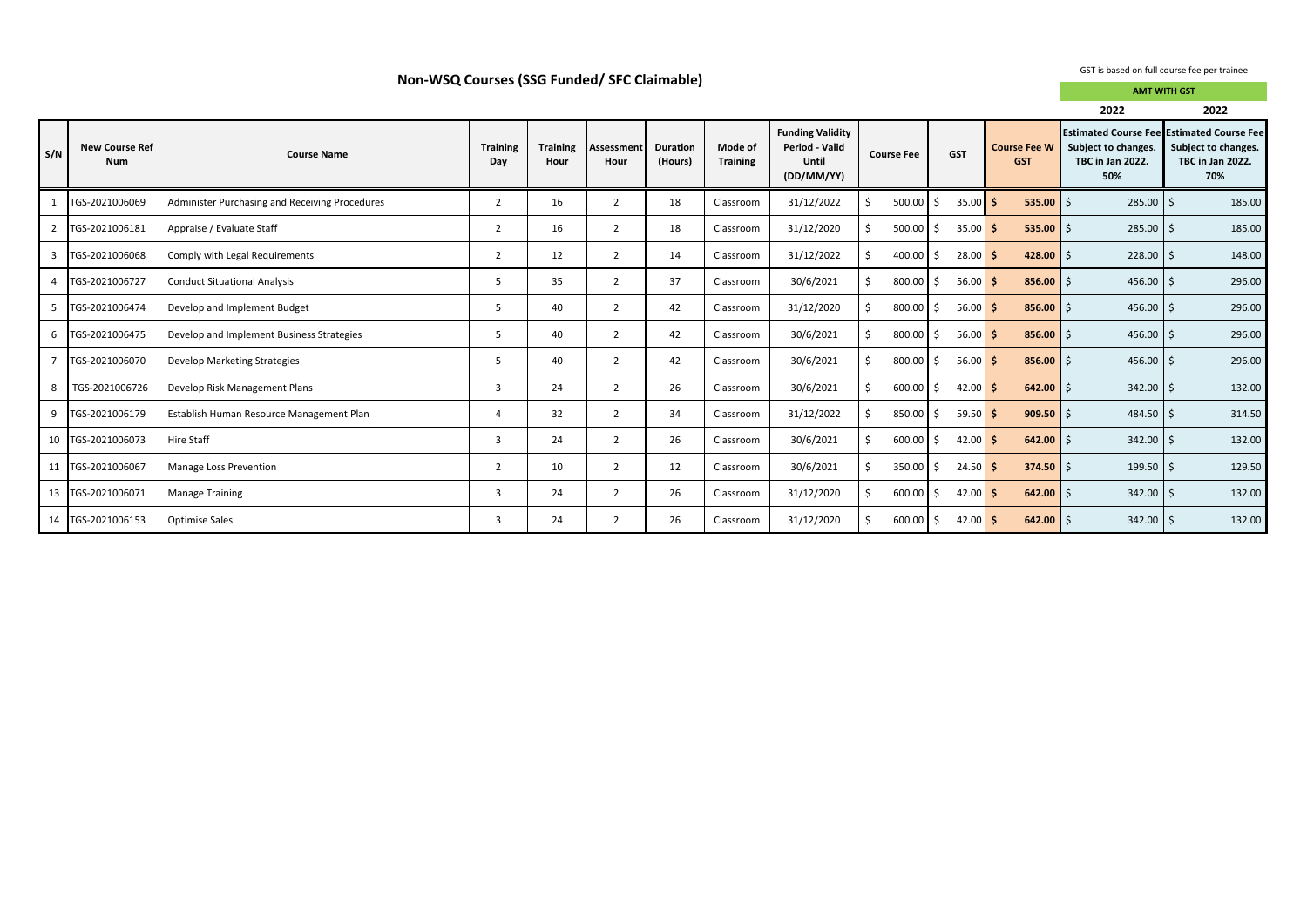# Non-WSQ Courses (SSG Funded/ SFC Claimable)

GST is based on full course fee per trainee

| S/N | New Course Ref Num | Course Name | Training Day | Training Hour | Assessment Hour | Duration (Hours) | Mode of Training | Funding Validity Period - Valid Until (DD/MM/YY) | Course Fee | GST | Course Fee W GST | AMT WITH GST 2022 Estimated Course Fee Subject to changes. TBC in Jan 2022. 50% | 2022 Estimated Course Fee Subject to changes. TBC in Jan 2022. 70% |
|---|---|---|---|---|---|---|---|---|---|---|---|---|---|
| 1 | TGS-2021006069 | Administer Purchasing and Receiving Procedures | 2 | 16 | 2 | 18 | Classroom | 31/12/2022 | $ 500.00 | $ 35.00 | $ 535.00 | $ 285.00 | $ 185.00 |
| 2 | TGS-2021006181 | Appraise / Evaluate Staff | 2 | 16 | 2 | 18 | Classroom | 31/12/2020 | $ 500.00 | $ 35.00 | $ 535.00 | $ 285.00 | $ 185.00 |
| 3 | TGS-2021006068 | Comply with Legal Requirements | 2 | 12 | 2 | 14 | Classroom | 31/12/2022 | $ 400.00 | $ 28.00 | $ 428.00 | $ 228.00 | $ 148.00 |
| 4 | TGS-2021006727 | Conduct Situational Analysis | 5 | 35 | 2 | 37 | Classroom | 30/6/2021 | $ 800.00 | $ 56.00 | $ 856.00 | $ 456.00 | $ 296.00 |
| 5 | TGS-2021006474 | Develop and Implement Budget | 5 | 40 | 2 | 42 | Classroom | 31/12/2020 | $ 800.00 | $ 56.00 | $ 856.00 | $ 456.00 | $ 296.00 |
| 6 | TGS-2021006475 | Develop and Implement Business Strategies | 5 | 40 | 2 | 42 | Classroom | 30/6/2021 | $ 800.00 | $ 56.00 | $ 856.00 | $ 456.00 | $ 296.00 |
| 7 | TGS-2021006070 | Develop Marketing Strategies | 5 | 40 | 2 | 42 | Classroom | 30/6/2021 | $ 800.00 | $ 56.00 | $ 856.00 | $ 456.00 | $ 296.00 |
| 8 | TGS-2021006726 | Develop Risk Management Plans | 3 | 24 | 2 | 26 | Classroom | 30/6/2021 | $ 600.00 | $ 42.00 | $ 642.00 | $ 342.00 | $ 132.00 |
| 9 | TGS-2021006179 | Establish Human Resource Management Plan | 4 | 32 | 2 | 34 | Classroom | 31/12/2022 | $ 850.00 | $ 59.50 | $ 909.50 | $ 484.50 | $ 314.50 |
| 10 | TGS-2021006073 | Hire Staff | 3 | 24 | 2 | 26 | Classroom | 30/6/2021 | $ 600.00 | $ 42.00 | $ 642.00 | $ 342.00 | $ 132.00 |
| 11 | TGS-2021006067 | Manage Loss Prevention | 2 | 10 | 2 | 12 | Classroom | 30/6/2021 | $ 350.00 | $ 24.50 | $ 374.50 | $ 199.50 | $ 129.50 |
| 13 | TGS-2021006071 | Manage Training | 3 | 24 | 2 | 26 | Classroom | 31/12/2020 | $ 600.00 | $ 42.00 | $ 642.00 | $ 342.00 | $ 132.00 |
| 14 | TGS-2021006153 | Optimise Sales | 3 | 24 | 2 | 26 | Classroom | 31/12/2020 | $ 600.00 | $ 42.00 | $ 642.00 | $ 342.00 | $ 132.00 |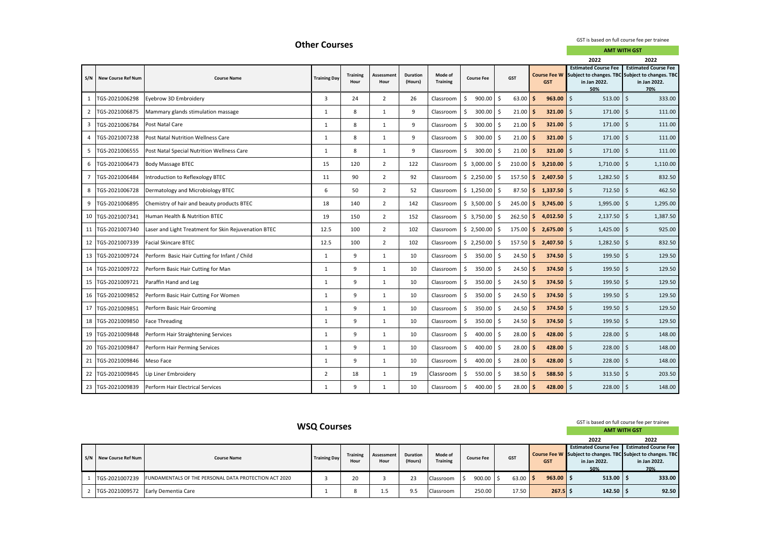## Other Courses

GST is based on full course fee per trainee

| | | | | | | | | | | | AMT WITH GST | |
|---|---|---|---|---|---|---|---|---|---|---|---|---|
| | | | | | | | | | | | 2022 | 2022 |
| S/N | New Course Ref Num | Course Name | Training Day | Training Hour | Assessment Hour | Duration (Hours) | Mode of Training | Course Fee | GST | Course Fee W GST | Estimated Course Fee Subject to changes. TBC in Jan 2022. 50% | Estimated Course Fee Subject to changes. TBC in Jan 2022. 70% |
| 1 | TGS-2021006298 | Eyebrow 3D Embroidery | 3 | 24 | 2 | 26 | Classroom | $ 900.00 | $ 63.00 | $ 963.00 | $ 513.00 | $ 333.00 |
| 2 | TGS-2021006875 | Mammary glands stimulation massage | 1 | 8 | 1 | 9 | Classroom | $ 300.00 | $ 21.00 | $ 321.00 | $ 171.00 | $ 111.00 |
| 3 | TGS-2021006784 | Post Natal Care | 1 | 8 | 1 | 9 | Classroom | $ 300.00 | $ 21.00 | $ 321.00 | $ 171.00 | $ 111.00 |
| 4 | TGS-2021007238 | Post Natal Nutrition Wellness Care | 1 | 8 | 1 | 9 | Classroom | $ 300.00 | $ 21.00 | $ 321.00 | $ 171.00 | $ 111.00 |
| 5 | TGS-2021006555 | Post Natal Special Nutrition Wellness Care | 1 | 8 | 1 | 9 | Classroom | $ 300.00 | $ 21.00 | $ 321.00 | $ 171.00 | $ 111.00 |
| 6 | TGS-2021006473 | Body Massage BTEC | 15 | 120 | 2 | 122 | Classroom | $ 3,000.00 | $ 210.00 | $ 3,210.00 | $ 1,710.00 | $ 1,110.00 |
| 7 | TGS-2021006484 | Introduction to Reflexology BTEC | 11 | 90 | 2 | 92 | Classroom | $ 2,250.00 | $ 157.50 | $ 2,407.50 | $ 1,282.50 | $ 832.50 |
| 8 | TGS-2021006728 | Dermatology and Microbiology BTEC | 6 | 50 | 2 | 52 | Classroom | $ 1,250.00 | $ 87.50 | $ 1,337.50 | $ 712.50 | $ 462.50 |
| 9 | TGS-2021006895 | Chemistry of hair and beauty products BTEC | 18 | 140 | 2 | 142 | Classroom | $ 3,500.00 | $ 245.00 | $ 3,745.00 | $ 1,995.00 | $ 1,295.00 |
| 10 | TGS-2021007341 | Human Health & Nutrition BTEC | 19 | 150 | 2 | 152 | Classroom | $ 3,750.00 | $ 262.50 | $ 4,012.50 | $ 2,137.50 | $ 1,387.50 |
| 11 | TGS-2021007340 | Laser and Light Treatment for Skin Rejuvenation BTEC | 12.5 | 100 | 2 | 102 | Classroom | $ 2,500.00 | $ 175.00 | $ 2,675.00 | $ 1,425.00 | $ 925.00 |
| 12 | TGS-2021007339 | Facial Skincare BTEC | 12.5 | 100 | 2 | 102 | Classroom | $ 2,250.00 | $ 157.50 | $ 2,407.50 | $ 1,282.50 | $ 832.50 |
| 13 | TGS-2021009724 | Perform Basic Hair Cutting for Infant / Child | 1 | 9 | 1 | 10 | Classroom | $ 350.00 | $ 24.50 | $ 374.50 | $ 199.50 | $ 129.50 |
| 14 | TGS-2021009722 | Perform Basic Hair Cutting for Man | 1 | 9 | 1 | 10 | Classroom | $ 350.00 | $ 24.50 | $ 374.50 | $ 199.50 | $ 129.50 |
| 15 | TGS-2021009721 | Paraffin Hand and Leg | 1 | 9 | 1 | 10 | Classroom | $ 350.00 | $ 24.50 | $ 374.50 | $ 199.50 | $ 129.50 |
| 16 | TGS-2021009852 | Perform Basic Hair Cutting For Women | 1 | 9 | 1 | 10 | Classroom | $ 350.00 | $ 24.50 | $ 374.50 | $ 199.50 | $ 129.50 |
| 17 | TGS-2021009851 | Perform Basic Hair Grooming | 1 | 9 | 1 | 10 | Classroom | $ 350.00 | $ 24.50 | $ 374.50 | $ 199.50 | $ 129.50 |
| 18 | TGS-2021009850 | Face Threading | 1 | 9 | 1 | 10 | Classroom | $ 350.00 | $ 24.50 | $ 374.50 | $ 199.50 | $ 129.50 |
| 19 | TGS-2021009848 | Perform Hair Straightening Services | 1 | 9 | 1 | 10 | Classroom | $ 400.00 | $ 28.00 | $ 428.00 | $ 228.00 | $ 148.00 |
| 20 | TGS-2021009847 | Perform Hair Perming Services | 1 | 9 | 1 | 10 | Classroom | $ 400.00 | $ 28.00 | $ 428.00 | $ 228.00 | $ 148.00 |
| 21 | TGS-2021009846 | Meso Face | 1 | 9 | 1 | 10 | Classroom | $ 400.00 | $ 28.00 | $ 428.00 | $ 228.00 | $ 148.00 |
| 22 | TGS-2021009845 | Lip Liner Embroidery | 2 | 18 | 1 | 19 | Classroom | $ 550.00 | $ 38.50 | $ 588.50 | $ 313.50 | $ 203.50 |
| 23 | TGS-2021009839 | Perform Hair Electrical Services | 1 | 9 | 1 | 10 | Classroom | $ 400.00 | $ 28.00 | $ 428.00 | $ 228.00 | $ 148.00 |

## WSQ Courses

GST is based on full course fee per trainee

| | | | | | | | | | | | AMT WITH GST | |
|---|---|---|---|---|---|---|---|---|---|---|---|---|
| | | | | | | | | | | | 2022 | 2022 |
| S/N | New Course Ref Num | Course Name | Training Day | Training Hour | Assessment Hour | Duration (Hours) | Mode of Training | Course Fee | GST | Course Fee W GST | Estimated Course Fee Subject to changes. TBC in Jan 2022. 50% | Estimated Course Fee Subject to changes. TBC in Jan 2022. 70% |
| 1 | TGS-2021007239 | FUNDAMENTALS OF THE PERSONAL DATA PROTECTION ACT 2020 | 3 | 20 | 3 | 23 | Classroom | $ 900.00 | $ 63.00 | $ 963.00 | $ 513.00 | $ 333.00 |
| 2 | TGS-2021009572 | Early Dementia Care | 1 | 8 | 1.5 | 9.5 | Classroom | 250.00 | 17.50 | 267.5 | $ 142.50 | $ 92.50 |